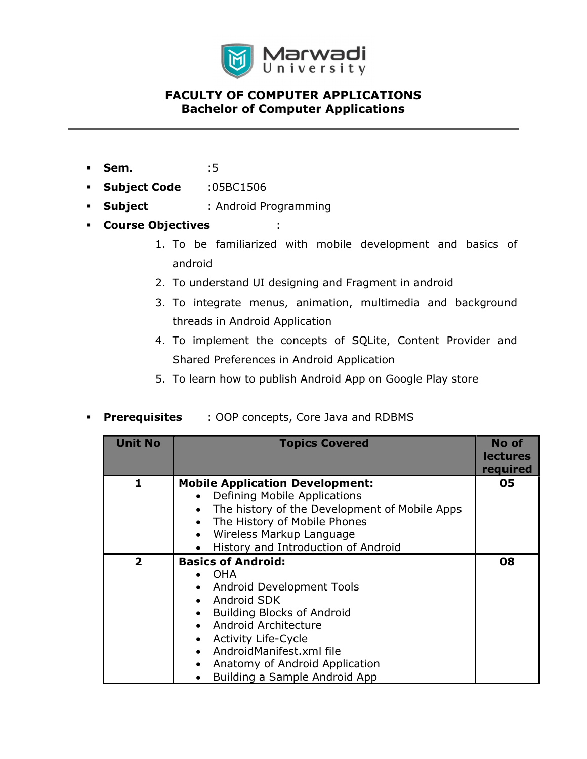Marwadi University

# FACULTY OF COMPUTER APPLICATIONS
## Bachelor of Computer Applications

- **Sem.** :5
- **Subject Code** :05BC1506
- **Subject** : Android Programming
- **Course Objectives** :
  1. To be familiarized with mobile development and basics of android
  2. To understand UI designing and Fragment in android
  3. To integrate menus, animation, multimedia and background threads in Android Application
  4. To implement the concepts of SQLite, Content Provider and Shared Preferences in Android Application
  5. To learn how to publish Android App on Google Play store

- **Prerequisites** : OOP concepts, Core Java and RDBMS

| Unit No | Topics Covered | No of lectures required |
|---|---|---|
| 1 | **Mobile Application Development:**<br>• Defining Mobile Applications<br>• The history of the Development of Mobile Apps<br>• The History of Mobile Phones<br>• Wireless Markup Language<br>• History and Introduction of Android | 05 |
| 2 | **Basics of Android:**<br>• OHA<br>• Android Development Tools<br>• Android SDK<br>• Building Blocks of Android<br>• Android Architecture<br>• Activity Life-Cycle<br>• AndroidManifest.xml file<br>• Anatomy of Android Application<br>• Building a Sample Android App | 08 |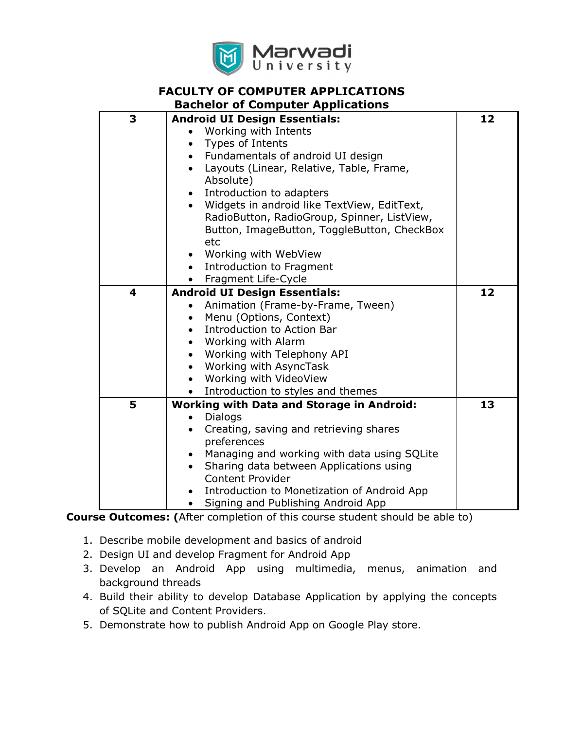**FACULTY OF COMPUTER APPLICATIONS**
**Bachelor of Computer Applications**

| | | |
|---|---|---|
| **3** | **Android UI Design Essentials:**<br>• Working with Intents<br>• Types of Intents<br>• Fundamentals of android UI design<br>• Layouts (Linear, Relative, Table, Frame, Absolute)<br>• Introduction to adapters<br>• Widgets in android like TextView, EditText, RadioButton, RadioGroup, Spinner, ListView, Button, ImageButton, ToggleButton, CheckBox etc<br>• Working with WebView<br>• Introduction to Fragment<br>• Fragment Life-Cycle | **12** |
| **4** | **Android UI Design Essentials:**<br>• Animation (Frame-by-Frame, Tween)<br>• Menu (Options, Context)<br>• Introduction to Action Bar<br>• Working with Alarm<br>• Working with Telephony API<br>• Working with AsyncTask<br>• Working with VideoView<br>• Introduction to styles and themes | **12** |
| **5** | **Working with Data and Storage in Android:**<br>• Dialogs<br>• Creating, saving and retrieving shares preferences<br>• Managing and working with data using SQLite<br>• Sharing data between Applications using Content Provider<br>• Introduction to Monetization of Android App<br>• Signing and Publishing Android App | **13** |

**Course Outcomes: (**After completion of this course student should be able to)

1. Describe mobile development and basics of android
2. Design UI and develop Fragment for Android App
3. Develop an Android App using multimedia, menus, animation and background threads
4. Build their ability to develop Database Application by applying the concepts of SQLite and Content Providers.
5. Demonstrate how to publish Android App on Google Play store.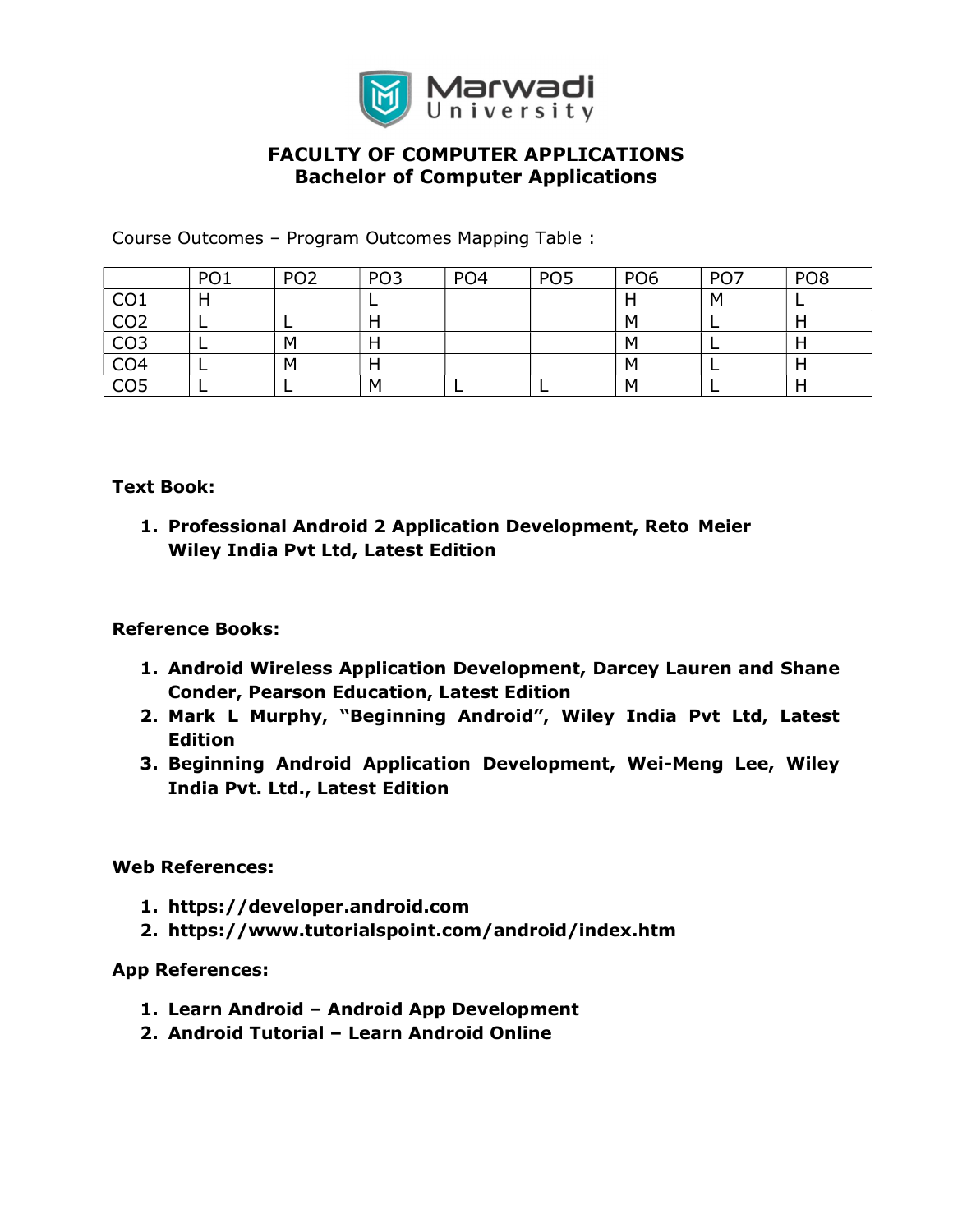**FACULTY OF COMPUTER APPLICATIONS**
**Bachelor of Computer Applications**

Course Outcomes – Program Outcomes Mapping Table :

| | PO1 | PO2 | PO3 | PO4 | PO5 | PO6 | PO7 | PO8 |
|---|---|---|---|---|---|---|---|---|
| CO1 | H | | L | | | H | M | L |
| CO2 | L | L | H | | | M | L | H |
| CO3 | L | M | H | | | M | L | H |
| CO4 | L | M | H | | | M | L | H |
| CO5 | L | L | M | L | L | M | L | H |

**Text Book:**

1. **Professional Android 2 Application Development, Reto Meier Wiley India Pvt Ltd, Latest Edition**

**Reference Books:**

1. **Android Wireless Application Development, Darcey Lauren and Shane Conder, Pearson Education, Latest Edition**
2. **Mark L Murphy, "Beginning Android", Wiley India Pvt Ltd, Latest Edition**
3. **Beginning Android Application Development, Wei-Meng Lee, Wiley India Pvt. Ltd., Latest Edition**

**Web References:**

1. **https://developer.android.com**
2. **https://www.tutorialspoint.com/android/index.htm**

**App References:**

1. **Learn Android – Android App Development**
2. **Android Tutorial – Learn Android Online**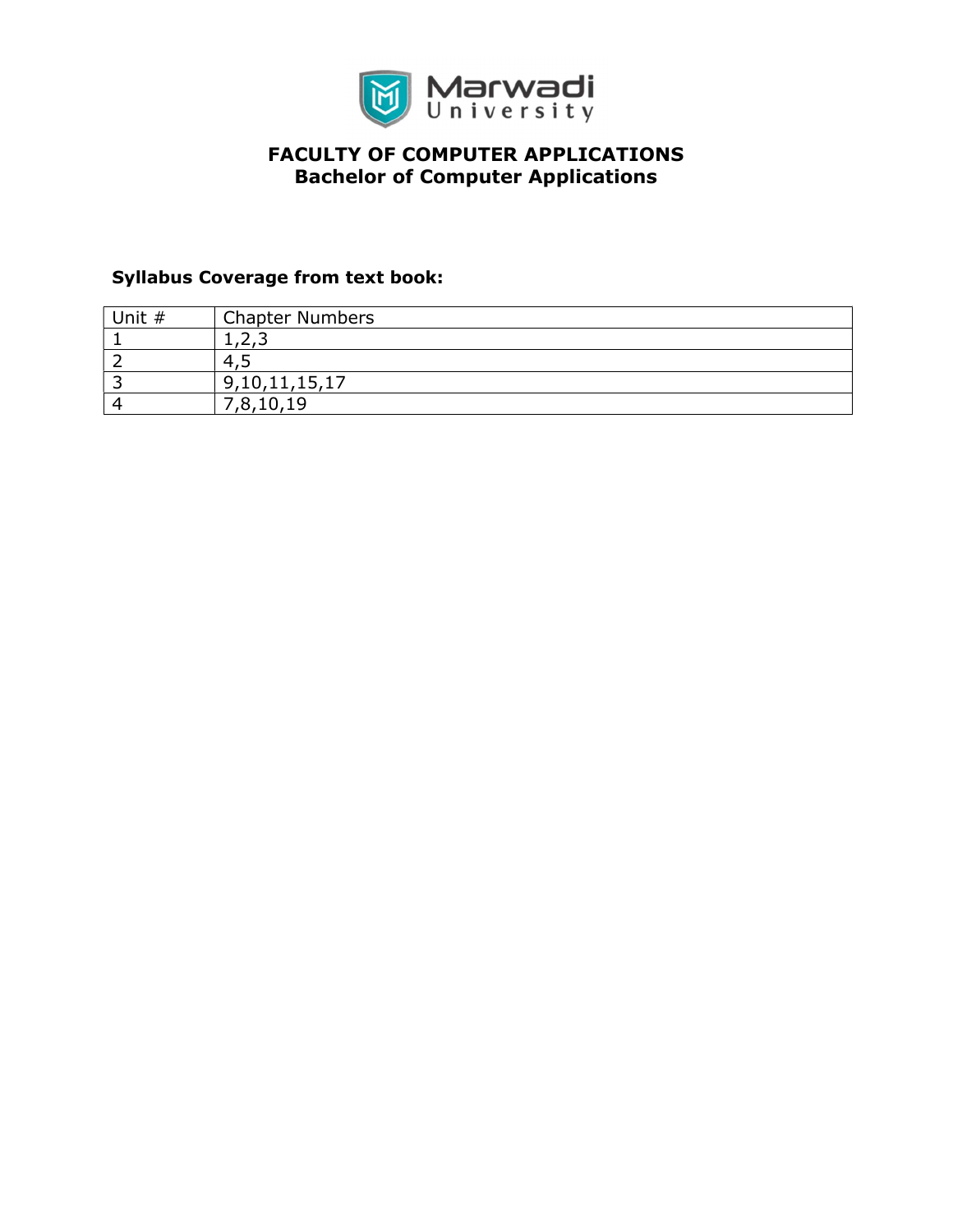# FACULTY OF COMPUTER APPLICATIONS
## Bachelor of Computer Applications

**Syllabus Coverage from text book:**

| Unit # | Chapter Numbers |
|---|---|
| 1 | 1,2,3 |
| 2 | 4,5 |
| 3 | 9,10,11,15,17 |
| 4 | 7,8,10,19 |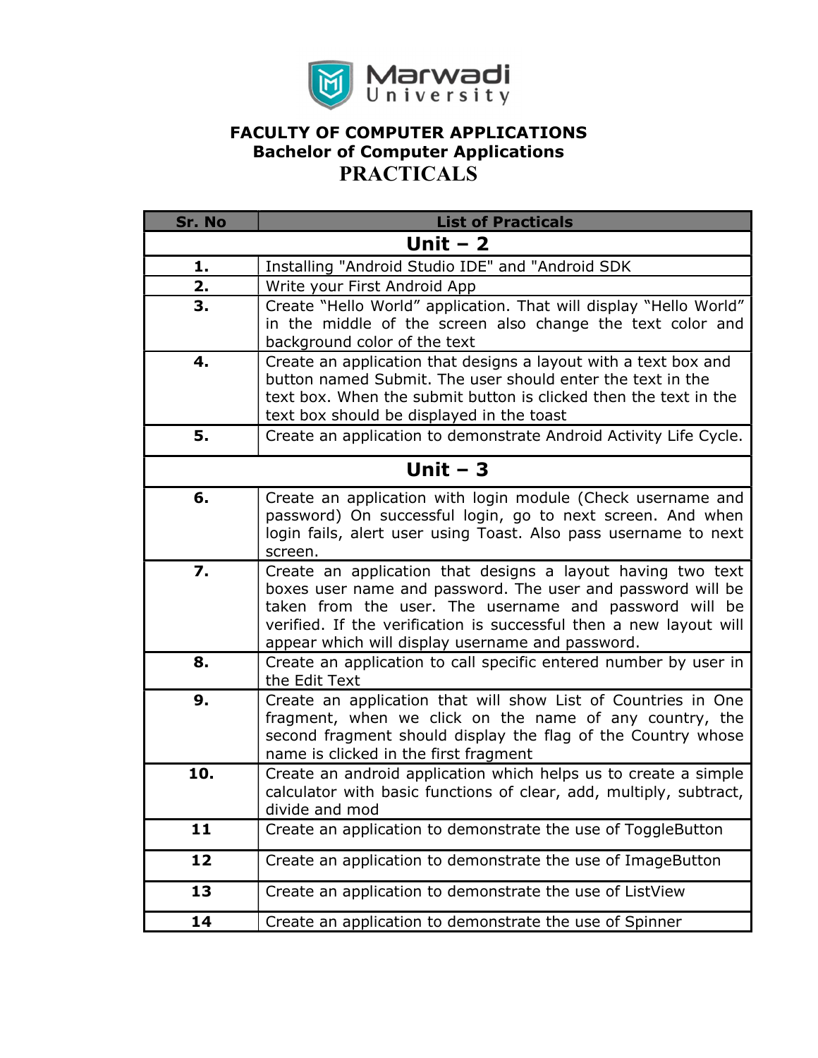# Marwadi University

## FACULTY OF COMPUTER APPLICATIONS
## Bachelor of Computer Applications
## PRACTICALS

| Sr. No | List of Practicals |
|---|---|
| **Unit – 2** | |
| **1.** | Installing "Android Studio IDE" and "Android SDK |
| **2.** | Write your First Android App |
| **3.** | Create “Hello World” application. That will display “Hello World” in the middle of the screen also change the text color and background color of the text |
| **4.** | Create an application that designs a layout with a text box and button named Submit. The user should enter the text in the text box. When the submit button is clicked then the text in the text box should be displayed in the toast |
| **5.** | Create an application to demonstrate Android Activity Life Cycle. |
| **Unit – 3** | |
| **6.** | Create an application with login module (Check username and password) On successful login, go to next screen. And when login fails, alert user using Toast. Also pass username to next screen. |
| **7.** | Create an application that designs a layout having two text boxes user name and password. The user and password will be taken from the user. The username and password will be verified. If the verification is successful then a new layout will appear which will display username and password. |
| **8.** | Create an application to call specific entered number by user in the Edit Text |
| **9.** | Create an application that will show List of Countries in One fragment, when we click on the name of any country, the second fragment should display the flag of the Country whose name is clicked in the first fragment |
| **10.** | Create an android application which helps us to create a simple calculator with basic functions of clear, add, multiply, subtract, divide and mod |
| **11** | Create an application to demonstrate the use of ToggleButton |
| **12** | Create an application to demonstrate the use of ImageButton |
| **13** | Create an application to demonstrate the use of ListView |
| **14** | Create an application to demonstrate the use of Spinner |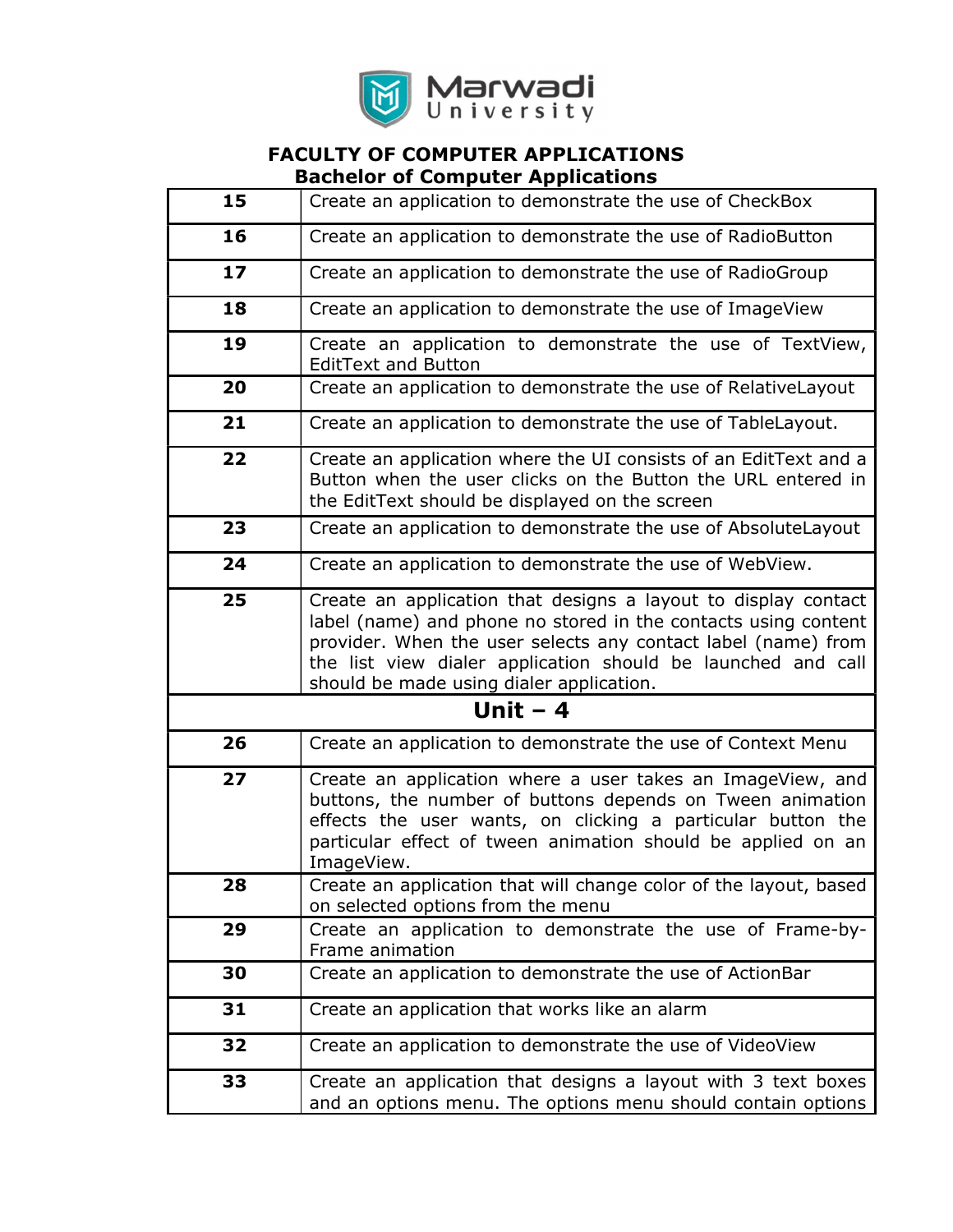**FACULTY OF COMPUTER APPLICATIONS**
**Bachelor of Computer Applications**

| | |
|---|---|
| **15** | Create an application to demonstrate the use of CheckBox |
| **16** | Create an application to demonstrate the use of RadioButton |
| **17** | Create an application to demonstrate the use of RadioGroup |
| **18** | Create an application to demonstrate the use of ImageView |
| **19** | Create an application to demonstrate the use of TextView, EditText and Button |
| **20** | Create an application to demonstrate the use of RelativeLayout |
| **21** | Create an application to demonstrate the use of TableLayout. |
| **22** | Create an application where the UI consists of an EditText and a Button when the user clicks on the Button the URL entered in the EditText should be displayed on the screen |
| **23** | Create an application to demonstrate the use of AbsoluteLayout |
| **24** | Create an application to demonstrate the use of WebView. |
| **25** | Create an application that designs a layout to display contact label (name) and phone no stored in the contacts using content provider. When the user selects any contact label (name) from the list view dialer application should be launched and call should be made using dialer application. |
| **Unit – 4** | |
| **26** | Create an application to demonstrate the use of Context Menu |
| **27** | Create an application where a user takes an ImageView, and buttons, the number of buttons depends on Tween animation effects the user wants, on clicking a particular button the particular effect of tween animation should be applied on an ImageView. |
| **28** | Create an application that will change color of the layout, based on selected options from the menu |
| **29** | Create an application to demonstrate the use of Frame-by-Frame animation |
| **30** | Create an application to demonstrate the use of ActionBar |
| **31** | Create an application that works like an alarm |
| **32** | Create an application to demonstrate the use of VideoView |
| **33** | Create an application that designs a layout with 3 text boxes and an options menu. The options menu should contain options |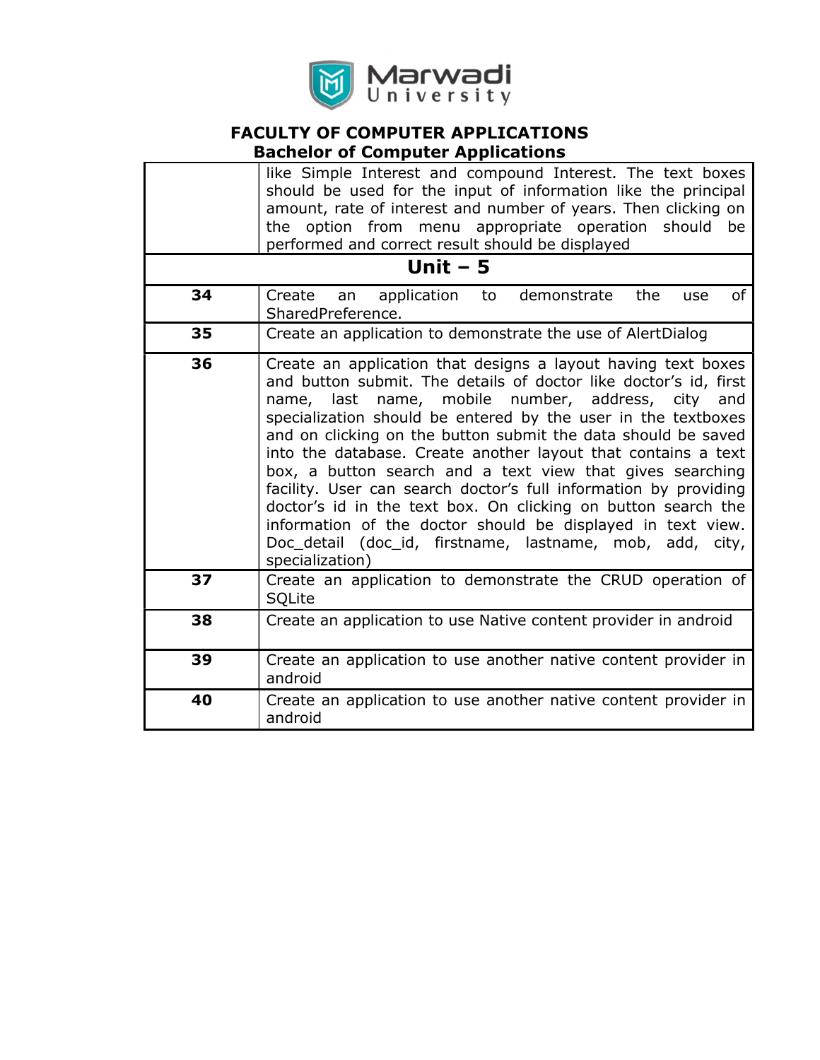| | |
|---|---|
| | like Simple Interest and compound Interest. The text boxes should be used for the input of information like the principal amount, rate of interest and number of years. Then clicking on the option from menu appropriate operation should be performed and correct result should be displayed |
| **Unit – 5** | |
| **34** | Create an application to demonstrate the use of SharedPreference. |
| **35** | Create an application to demonstrate the use of AlertDialog |
| **36** | Create an application that designs a layout having text boxes and button submit. The details of doctor like doctor's id, first name, last name, mobile number, address, city and specialization should be entered by the user in the textboxes and on clicking on the button submit the data should be saved into the database. Create another layout that contains a text box, a button search and a text view that gives searching facility. User can search doctor's full information by providing doctor's id in the text box. On clicking on button search the information of the doctor should be displayed in text view. Doc_detail (doc_id, firstname, lastname, mob, add, city, specialization) |
| **37** | Create an application to demonstrate the CRUD operation of SQLite |
| **38** | Create an application to use Native content provider in android |
| **39** | Create an application to use another native content provider in android |
| **40** | Create an application to use another native content provider in android |